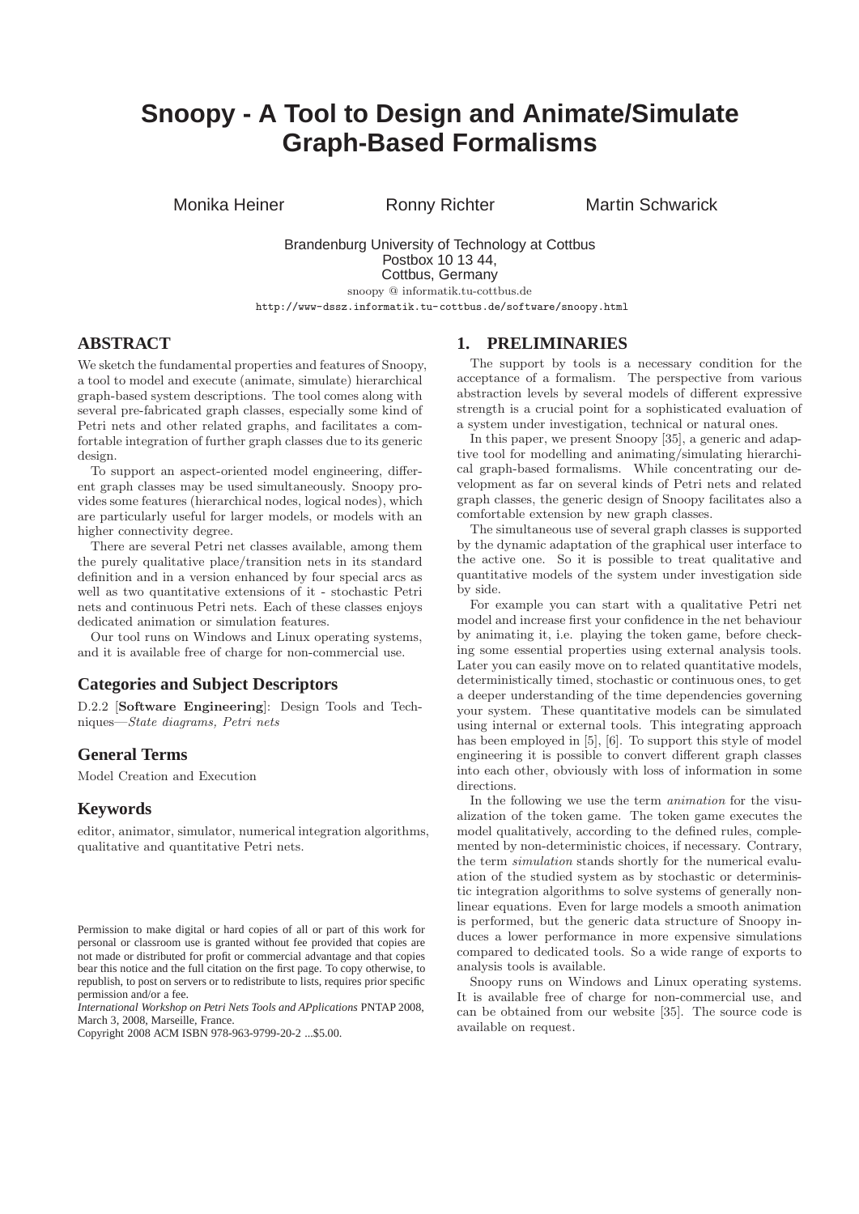# Snoopy - A Tool to Design and Animate/Simulate Graph-Based Formalisms

Monika Heiner   Ronny Richter   Martin Schwarick

Brandenburg University of Technology at Cottbus
Postbox 10 13 44,
Cottbus, Germany
snoopy @ informatik.tu-cottbus.de
http://www-dssz.informatik.tu-cottbus.de/software/snoopy.html

## ABSTRACT

We sketch the fundamental properties and features of Snoopy, a tool to model and execute (animate, simulate) hierarchical graph-based system descriptions. The tool comes along with several pre-fabricated graph classes, especially some kind of Petri nets and other related graphs, and facilitates a comfortable integration of further graph classes due to its generic design.

To support an aspect-oriented model engineering, different graph classes may be used simultaneously. Snoopy provides some features (hierarchical nodes, logical nodes), which are particularly useful for larger models, or models with an higher connectivity degree.

There are several Petri net classes available, among them the purely qualitative place/transition nets in its standard definition and in a version enhanced by four special arcs as well as two quantitative extensions of it - stochastic Petri nets and continuous Petri nets. Each of these classes enjoys dedicated animation or simulation features.

Our tool runs on Windows and Linux operating systems, and it is available free of charge for non-commercial use.

## Categories and Subject Descriptors

D.2.2 [**Software Engineering**]: Design Tools and Techniques—*State diagrams, Petri nets*

## General Terms

Model Creation and Execution

## Keywords

editor, animator, simulator, numerical integration algorithms, qualitative and quantitative Petri nets.

Permission to make digital or hard copies of all or part of this work for personal or classroom use is granted without fee provided that copies are not made or distributed for profit or commercial advantage and that copies bear this notice and the full citation on the first page. To copy otherwise, to republish, to post on servers or to redistribute to lists, requires prior specific permission and/or a fee.
*International Workshop on Petri Nets Tools and APplications* PNTAP 2008, March 3, 2008, Marseille, France.
Copyright 2008 ACM ISBN 978-963-9799-20-2 ...$5.00.

## 1. PRELIMINARIES

The support by tools is a necessary condition for the acceptance of a formalism. The perspective from various abstraction levels by several models of different expressive strength is a crucial point for a sophisticated evaluation of a system under investigation, technical or natural ones.

In this paper, we present Snoopy [35], a generic and adaptive tool for modelling and animating/simulating hierarchical graph-based formalisms. While concentrating our development as far on several kinds of Petri nets and related graph classes, the generic design of Snoopy facilitates also a comfortable extension by new graph classes.

The simultaneous use of several graph classes is supported by the dynamic adaptation of the graphical user interface to the active one. So it is possible to treat qualitative and quantitative models of the system under investigation side by side.

For example you can start with a qualitative Petri net model and increase first your confidence in the net behaviour by animating it, i.e. playing the token game, before checking some essential properties using external analysis tools. Later you can easily move on to related quantitative models, deterministically timed, stochastic or continuous ones, to get a deeper understanding of the time dependencies governing your system. These quantitative models can be simulated using internal or external tools. This integrating approach has been employed in [5], [6]. To support this style of model engineering it is possible to convert different graph classes into each other, obviously with loss of information in some directions.

In the following we use the term *animation* for the visualization of the token game. The token game executes the model qualitatively, according to the defined rules, complemented by non-deterministic choices, if necessary. Contrary, the term *simulation* stands shortly for the numerical evaluation of the studied system as by stochastic or deterministic integration algorithms to solve systems of generally nonlinear equations. Even for large models a smooth animation is performed, but the generic data structure of Snoopy induces a lower performance in more expensive simulations compared to dedicated tools. So a wide range of exports to analysis tools is available.

Snoopy runs on Windows and Linux operating systems. It is available free of charge for non-commercial use, and can be obtained from our website [35]. The source code is available on request.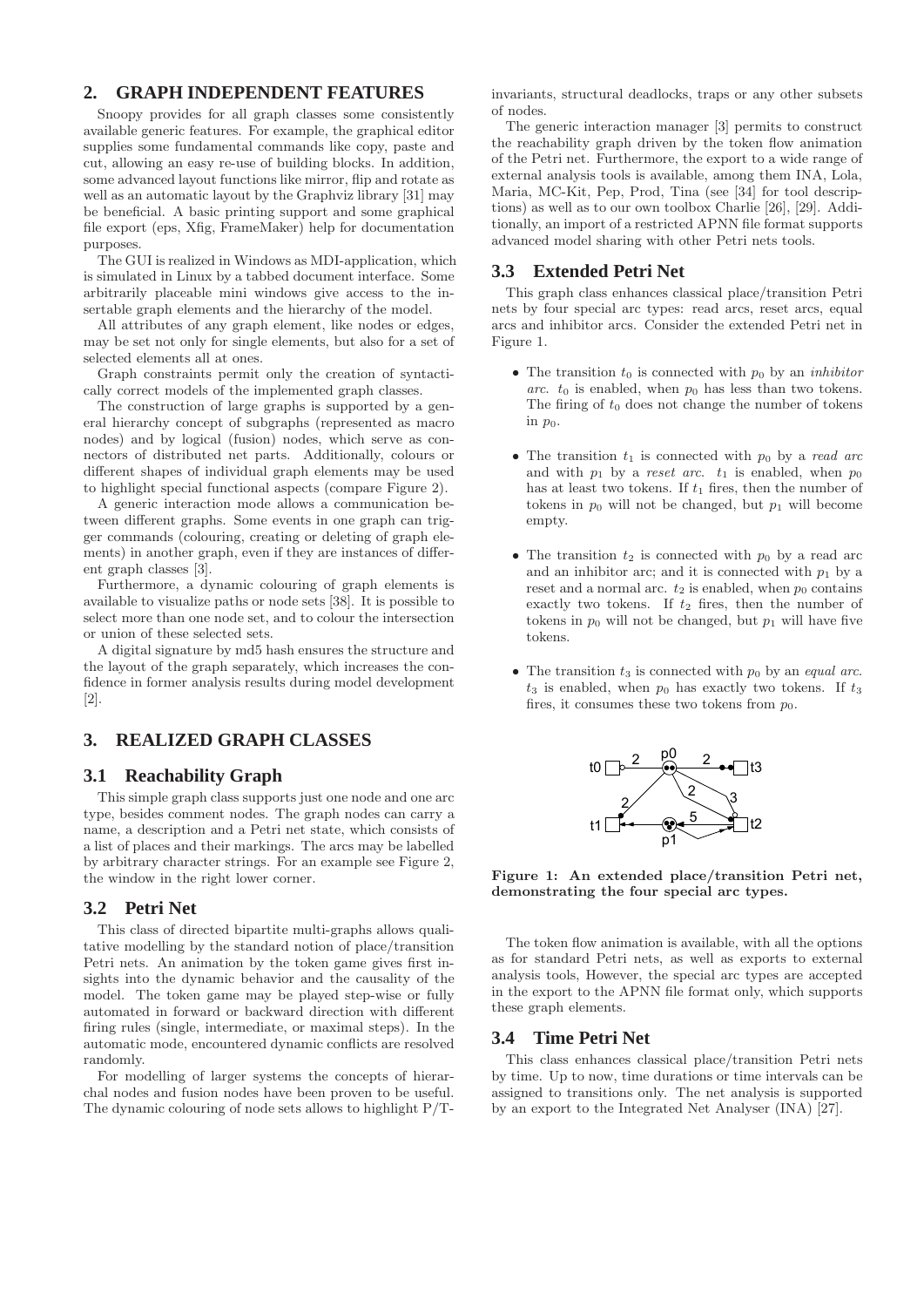## 2. GRAPH INDEPENDENT FEATURES

Snoopy provides for all graph classes some consistently available generic features. For example, the graphical editor supplies some fundamental commands like copy, paste and cut, allowing an easy re-use of building blocks. In addition, some advanced layout functions like mirror, flip and rotate as well as an automatic layout by the Graphviz library [31] may be beneficial. A basic printing support and some graphical file export (eps, Xfig, FrameMaker) help for documentation purposes.

The GUI is realized in Windows as MDI-application, which is simulated in Linux by a tabbed document interface. Some arbitrarily placeable mini windows give access to the insertable graph elements and the hierarchy of the model.

All attributes of any graph element, like nodes or edges, may be set not only for single elements, but also for a set of selected elements all at ones.

Graph constraints permit only the creation of syntactically correct models of the implemented graph classes.

The construction of large graphs is supported by a general hierarchy concept of subgraphs (represented as macro nodes) and by logical (fusion) nodes, which serve as connectors of distributed net parts. Additionally, colours or different shapes of individual graph elements may be used to highlight special functional aspects (compare Figure 2).

A generic interaction mode allows a communication between different graphs. Some events in one graph can trigger commands (colouring, creating or deleting of graph elements) in another graph, even if they are instances of different graph classes [3].

Furthermore, a dynamic colouring of graph elements is available to visualize paths or node sets [38]. It is possible to select more than one node set, and to colour the intersection or union of these selected sets.

A digital signature by md5 hash ensures the structure and the layout of the graph separately, which increases the confidence in former analysis results during model development [2].

## 3. REALIZED GRAPH CLASSES

### 3.1 Reachability Graph

This simple graph class supports just one node and one arc type, besides comment nodes. The graph nodes can carry a name, a description and a Petri net state, which consists of a list of places and their markings. The arcs may be labelled by arbitrary character strings. For an example see Figure 2, the window in the right lower corner.

### 3.2 Petri Net

This class of directed bipartite multi-graphs allows qualitative modelling by the standard notion of place/transition Petri nets. An animation by the token game gives first insights into the dynamic behavior and the causality of the model. The token game may be played step-wise or fully automated in forward or backward direction with different firing rules (single, intermediate, or maximal steps). In the automatic mode, encountered dynamic conflicts are resolved randomly.

For modelling of larger systems the concepts of hierarchal nodes and fusion nodes have been proven to be useful. The dynamic colouring of node sets allows to highlight P/T-invariants, structural deadlocks, traps or any other subsets of nodes.

The generic interaction manager [3] permits to construct the reachability graph driven by the token flow animation of the Petri net. Furthermore, the export to a wide range of external analysis tools is available, among them INA, Lola, Maria, MC-Kit, Pep, Prod, Tina (see [34] for tool descriptions) as well as to our own toolbox Charlie [26], [29]. Additionally, an import of a restricted APNN file format supports advanced model sharing with other Petri nets tools.

### 3.3 Extended Petri Net

This graph class enhances classical place/transition Petri nets by four special arc types: read arcs, reset arcs, equal arcs and inhibitor arcs. Consider the extended Petri net in Figure 1.

- The transition $t_0$ is connected with $p_0$ by an *inhibitor arc*. $t_0$ is enabled, when $p_0$ has less than two tokens. The firing of $t_0$ does not change the number of tokens in $p_0$.
- The transition $t_1$ is connected with $p_0$ by a *read arc* and with $p_1$ by a *reset arc*. $t_1$ is enabled, when $p_0$ has at least two tokens. If $t_1$ fires, then the number of tokens in $p_0$ will not be changed, but $p_1$ will become empty.
- The transition $t_2$ is connected with $p_0$ by a read arc and an inhibitor arc; and it is connected with $p_1$ by a reset and a normal arc. $t_2$ is enabled, when $p_0$ contains exactly two tokens. If $t_2$ fires, then the number of tokens in $p_0$ will not be changed, but $p_1$ will have five tokens.
- The transition $t_3$ is connected with $p_0$ by an *equal arc*. $t_3$ is enabled, when $p_0$ has exactly two tokens. If $t_3$ fires, it consumes these two tokens from $p_0$.

**Figure 1: An extended place/transition Petri net, demonstrating the four special arc types.**

The token flow animation is available, with all the options as for standard Petri nets, as well as exports to external analysis tools, However, the special arc types are accepted in the export to the APNN file format only, which supports these graph elements.

### 3.4 Time Petri Net

This class enhances classical place/transition Petri nets by time. Up to now, time durations or time intervals can be assigned to transitions only. The net analysis is supported by an export to the Integrated Net Analyser (INA) [27].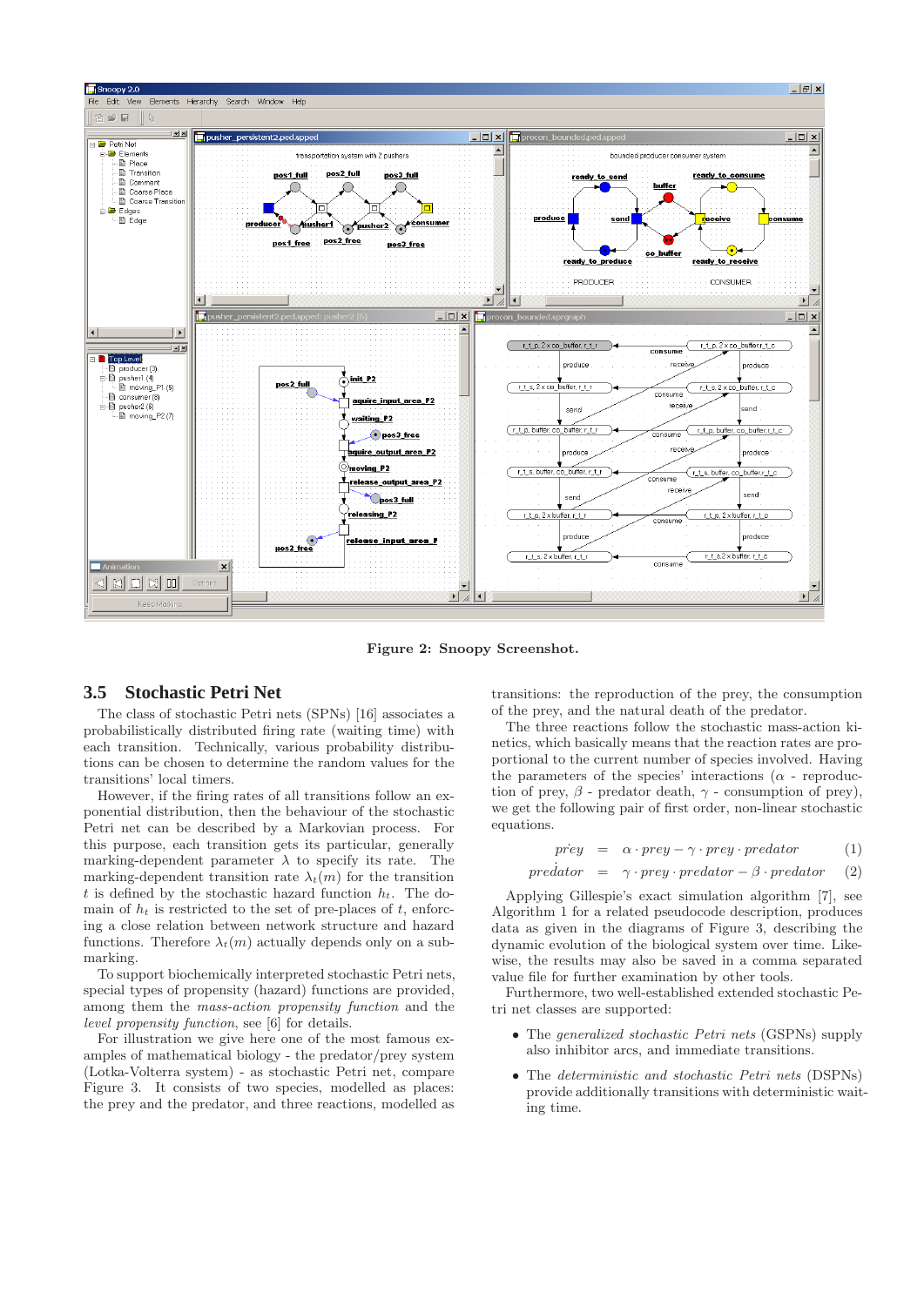Figure 2: Snoopy Screenshot.

### 3.5 Stochastic Petri Net

The class of stochastic Petri nets (SPNs) [16] associates a probabilistically distributed firing rate (waiting time) with each transition. Technically, various probability distributions can be chosen to determine the random values for the transitions' local timers.

However, if the firing rates of all transitions follow an exponential distribution, then the behaviour of the stochastic Petri net can be described by a Markovian process. For this purpose, each transition gets its particular, generally marking-dependent parameter $\lambda$ to specify its rate. The marking-dependent transition rate $\lambda_t(m)$ for the transition $t$ is defined by the stochastic hazard function $h_t$. The domain of $h_t$ is restricted to the set of pre-places of $t$, enforcing a close relation between network structure and hazard functions. Therefore $\lambda_t(m)$ actually depends only on a submarking.

To support biochemically interpreted stochastic Petri nets, special types of propensity (hazard) functions are provided, among them the *mass-action propensity function* and the *level propensity function*, see [6] for details.

For illustration we give here one of the most famous examples of mathematical biology - the predator/prey system (Lotka-Volterra system) - as stochastic Petri net, compare Figure 3. It consists of two species, modelled as places: the prey and the predator, and three reactions, modelled as transitions: the reproduction of the prey, the consumption of the prey, and the natural death of the predator.

The three reactions follow the stochastic mass-action kinetics, which basically means that the reaction rates are proportional to the current number of species involved. Having the parameters of the species' interactions ($\alpha$ - reproduction of prey, $\beta$ - predator death, $\gamma$ - consumption of prey), we get the following pair of first order, non-linear stochastic equations.

$$\dot{prey} = \alpha \cdot prey - \gamma \cdot prey \cdot predator \qquad (1)$$

$$\dot{predator} = \gamma \cdot prey \cdot predator - \beta \cdot predator \qquad (2)$$

Applying Gillespie's exact simulation algorithm [7], see Algorithm 1 for a related pseudocode description, produces data as given in the diagrams of Figure 3, describing the dynamic evolution of the biological system over time. Likewise, the results may also be saved in a comma separated value file for further examination by other tools.

Furthermore, two well-established extended stochastic Petri net classes are supported:

- The *generalized stochastic Petri nets* (GSPNs) supply also inhibitor arcs, and immediate transitions.
- The *deterministic and stochastic Petri nets* (DSPNs) provide additionally transitions with deterministic waiting time.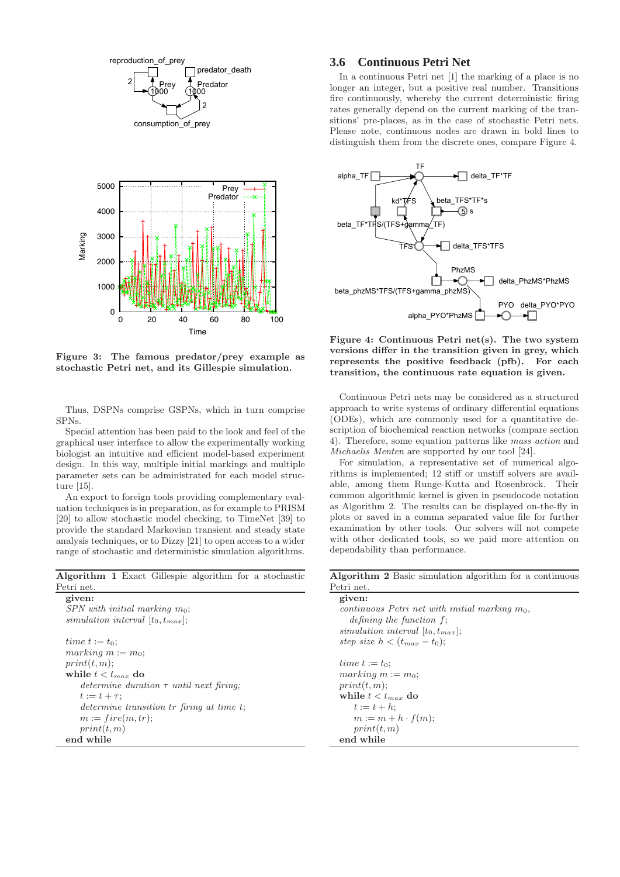**Figure 3: The famous predator/prey example as stochastic Petri net, and its Gillespie simulation.**

Thus, DSPNs comprise GSPNs, which in turn comprise SPNs.

Special attention has been paid to the look and feel of the graphical user interface to allow the experimentally working biologist an intuitive and efficient model-based experiment design. In this way, multiple initial markings and multiple parameter sets can be administrated for each model structure [15].

An export to foreign tools providing complementary evaluation techniques is in preparation, as for example to PRISM [20] to allow stochastic model checking, to TimeNet [39] to provide the standard Markovian transient and steady state analysis techniques, or to Dizzy [21] to open access to a wider range of stochastic and deterministic simulation algorithms.

---

**Algorithm 1** Exact Gillespie algorithm for a stochastic Petri net.

**given:**
*SPN with initial marking* $m_0$;
*simulation interval* $[t_0, t_{max}]$;

*time* $t := t_0$;
*marking* $m := m_0$;
$print(t, m)$;
**while** $t < t_{max}$ **do**
  *determine duration* $\tau$ *until next firing;*
  $t := t + \tau$;
  *determine transition tr firing at time t;*
  $m := fire(m, tr)$;
  $print(t, m)$
**end while**

---

### 3.6 Continuous Petri Net

In a continuous Petri net [1] the marking of a place is no longer an integer, but a positive real number. Transitions fire continuously, whereby the current deterministic firing rates generally depend on the current marking of the transitions' pre-places, as in the case of stochastic Petri nets. Please note, continuous nodes are drawn in bold lines to distinguish them from the discrete ones, compare Figure 4.

**Figure 4: Continuous Petri net(s). The two system versions differ in the transition given in grey, which represents the positive feedback (pfb). For each transition, the continuous rate equation is given.**

Continuous Petri nets may be considered as a structured approach to write systems of ordinary differential equations (ODEs), which are commonly used for a quantitative description of biochemical reaction networks (compare section 4). Therefore, some equation patterns like *mass action* and *Michaelis Menten* are supported by our tool [24].

For simulation, a representative set of numerical algorithms is implemented; 12 stiff or unstiff solvers are available, among them Runge-Kutta and Rosenbrock. Their common algorithmic kernel is given in pseudocode notation as Algorithm 2. The results can be displayed on-the-fly in plots or saved in a comma separated value file for further examination by other tools. Our solvers will not compete with other dedicated tools, so we paid more attention on dependability than performance.

---

**Algorithm 2** Basic simulation algorithm for a continuous Petri net.

**given:**
*continuous Petri net with initial marking* $m_0$,
  *defining the function* $f$;
*simulation interval* $[t_0, t_{max}]$;
*step size* $h < (t_{max} - t_0)$;

*time* $t := t_0$;
*marking* $m := m_0$;
$print(t, m)$;
**while** $t < t_{max}$ **do**
  $t := t + h$;
  $m := m + h \cdot f(m)$;
  $print(t, m)$
**end while**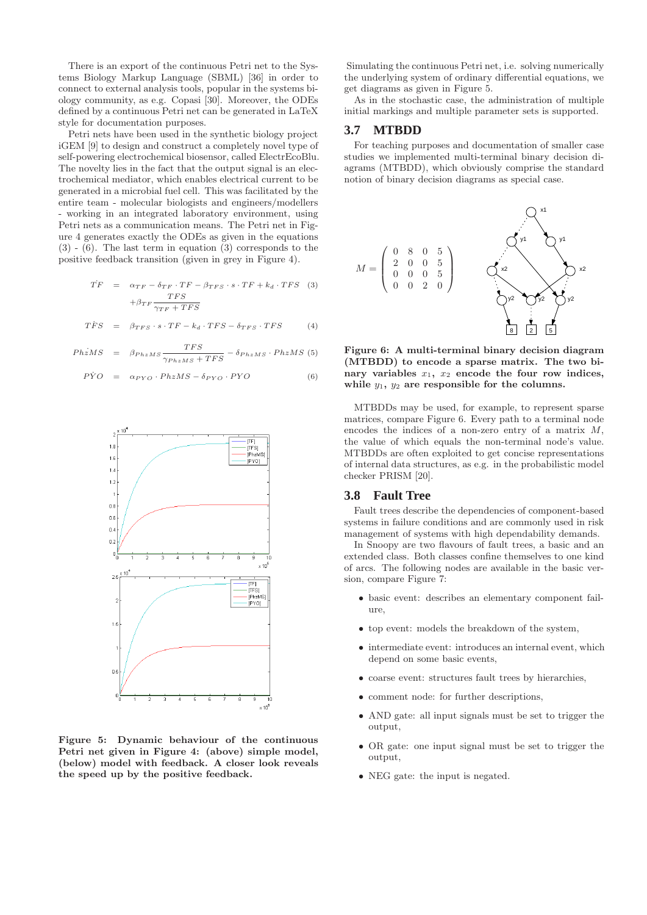There is an export of the continuous Petri net to the Systems Biology Markup Language (SBML) [36] in order to connect to external analysis tools, popular in the systems biology community, as e.g. Copasi [30]. Moreover, the ODEs defined by a continuous Petri net can be generated in LaTeX style for documentation purposes.

Petri nets have been used in the synthetic biology project iGEM [9] to design and construct a completely novel type of self-powering electrochemical biosensor, called ElectrEcoBlu. The novelty lies in the fact that the output signal is an electrochemical mediator, which enables electrical current to be generated in a microbial fuel cell. This was facilitated by the entire team - molecular biologists and engineers/modellers - working in an integrated laboratory environment, using Petri nets as a communication means. The Petri net in Figure 4 generates exactly the ODEs as given in the equations (3) - (6). The last term in equation (3) corresponds to the positive feedback transition (given in grey in Figure 4).

$$\dot{TF} = \alpha_{TF} - \delta_{TF} \cdot TF - \beta_{TFS} \cdot s \cdot TF + k_d \cdot TFS + \beta_{TF} \frac{TFS}{\gamma_{TF} + TFS} \quad (3)$$

$$\dot{TFS} = \beta_{TFS} \cdot s \cdot TF - k_d \cdot TFS - \delta_{TFS} \cdot TFS \quad (4)$$

$$\dot{PhzMS} = \beta_{PhzMS} \frac{TFS}{\gamma_{PhzMS} + TFS} - \delta_{PhzMS} \cdot PhzMS \quad (5)$$

$$\dot{PYO} = \alpha_{PYO} \cdot PhzMS - \delta_{PYO} \cdot PYO \quad (6)$$

**Figure 5: Dynamic behaviour of the continuous Petri net given in Figure 4: (above) simple model, (below) model with feedback. A closer look reveals the speed up by the positive feedback.**

Simulating the continuous Petri net, i.e. solving numerically the underlying system of ordinary differential equations, we get diagrams as given in Figure 5.

As in the stochastic case, the administration of multiple initial markings and multiple parameter sets is supported.

## 3.7 MTBDD

For teaching purposes and documentation of smaller case studies we implemented multi-terminal binary decision diagrams (MTBDD), which obviously comprise the standard notion of binary decision diagrams as special case.

$$M = \begin{pmatrix} 0 & 8 & 0 & 5 \\ 2 & 0 & 0 & 5 \\ 0 & 0 & 0 & 5 \\ 0 & 0 & 2 & 0 \end{pmatrix}$$

**Figure 6: A multi-terminal binary decision diagram (MTBDD) to encode a sparse matrix. The two binary variables $x_1$, $x_2$ encode the four row indices, while $y_1$, $y_2$ are responsible for the columns.**

MTBDDs may be used, for example, to represent sparse matrices, compare Figure 6. Every path to a terminal node encodes the indices of a non-zero entry of a matrix $M$, the value of which equals the non-terminal node's value. MTBDDs are often exploited to get concise representations of internal data structures, as e.g. in the probabilistic model checker PRISM [20].

## 3.8 Fault Tree

Fault trees describe the dependencies of component-based systems in failure conditions and are commonly used in risk management of systems with high dependability demands.

In Snoopy are two flavours of fault trees, a basic and an extended class. Both classes confine themselves to one kind of arcs. The following nodes are available in the basic version, compare Figure 7:

- basic event: describes an elementary component failure,
- top event: models the breakdown of the system,
- intermediate event: introduces an internal event, which depend on some basic events,
- coarse event: structures fault trees by hierarchies,
- comment node: for further descriptions,
- AND gate: all input signals must be set to trigger the output,
- OR gate: one input signal must be set to trigger the output,
- NEG gate: the input is negated.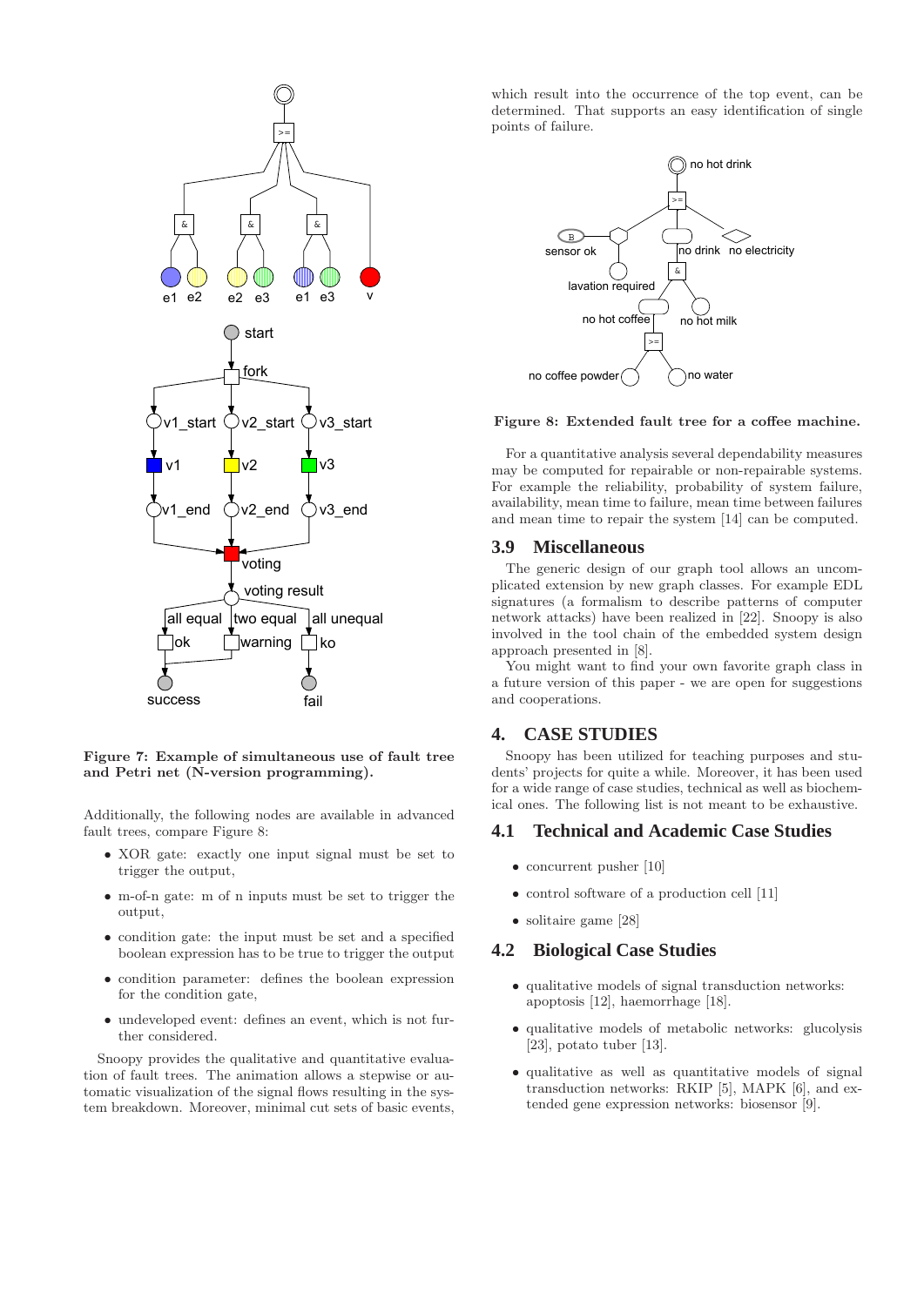Figure 7: Example of simultaneous use of fault tree and Petri net (N-version programming).

Additionally, the following nodes are available in advanced fault trees, compare Figure 8:

- XOR gate: exactly one input signal must be set to trigger the output,
- m-of-n gate: m of n inputs must be set to trigger the output,
- condition gate: the input must be set and a specified boolean expression has to be true to trigger the output
- condition parameter: defines the boolean expression for the condition gate,
- undeveloped event: defines an event, which is not further considered.

Snoopy provides the qualitative and quantitative evaluation of fault trees. The animation allows a stepwise or automatic visualization of the signal flows resulting in the system breakdown. Moreover, minimal cut sets of basic events, which result into the occurrence of the top event, can be determined. That supports an easy identification of single points of failure.

Figure 8: Extended fault tree for a coffee machine.

For a quantitative analysis several dependability measures may be computed for repairable or non-repairable systems. For example the reliability, probability of system failure, availability, mean time to failure, mean time between failures and mean time to repair the system [14] can be computed.

## 3.9 Miscellaneous

The generic design of our graph tool allows an uncomplicated extension by new graph classes. For example EDL signatures (a formalism to describe patterns of computer network attacks) have been realized in [22]. Snoopy is also involved in the tool chain of the embedded system design approach presented in [8].

You might want to find your own favorite graph class in a future version of this paper - we are open for suggestions and cooperations.

# 4. CASE STUDIES

Snoopy has been utilized for teaching purposes and students' projects for quite a while. Moreover, it has been used for a wide range of case studies, technical as well as biochemical ones. The following list is not meant to be exhaustive.

## 4.1 Technical and Academic Case Studies

- concurrent pusher [10]
- control software of a production cell [11]
- solitaire game [28]

## 4.2 Biological Case Studies

- qualitative models of signal transduction networks: apoptosis [12], haemorrhage [18].
- qualitative models of metabolic networks: glucolysis [23], potato tuber [13].
- qualitative as well as quantitative models of signal transduction networks: RKIP [5], MAPK [6], and extended gene expression networks: biosensor [9].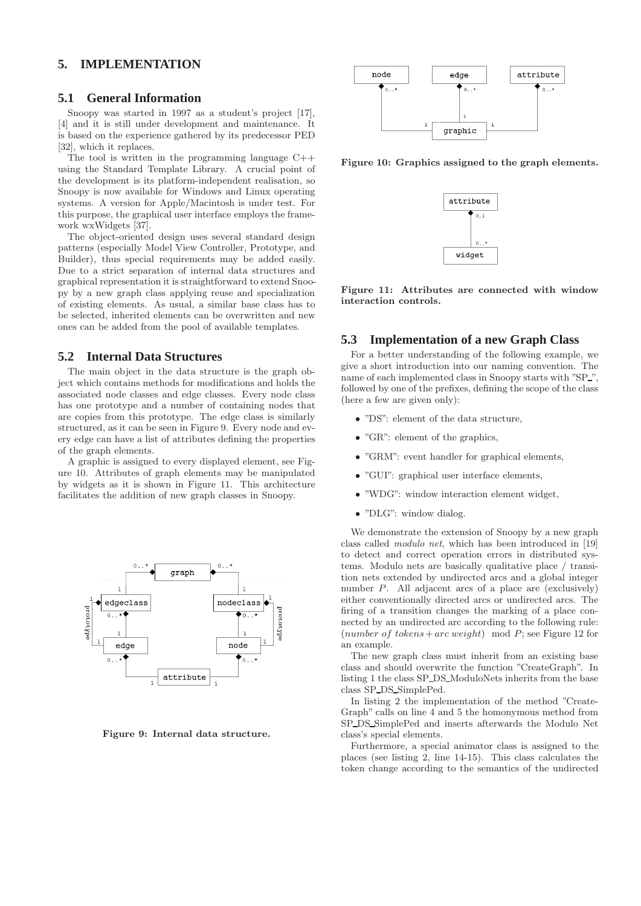## 5. IMPLEMENTATION

### 5.1 General Information

Snoopy was started in 1997 as a student's project [17], [4] and it is still under development and maintenance. It is based on the experience gathered by its predecessor PED [32], which it replaces.

The tool is written in the programming language C++ using the Standard Template Library. A crucial point of the development is its platform-independent realisation, so Snoopy is now available for Windows and Linux operating systems. A version for Apple/Macintosh is under test. For this purpose, the graphical user interface employs the framework wxWidgets [37].

The object-oriented design uses several standard design patterns (especially Model View Controller, Prototype, and Builder), thus special requirements may be added easily. Due to a strict separation of internal data structures and graphical representation it is straightforward to extend Snoopy by a new graph class applying reuse and specialization of existing elements. As usual, a similar base class has to be selected, inherited elements can be overwritten and new ones can be added from the pool of available templates.

### 5.2 Internal Data Structures

The main object in the data structure is the graph object which contains methods for modifications and holds the associated node classes and edge classes. Every node class has one prototype and a number of containing nodes that are copies from this prototype. The edge class is similarly structured, as it can be seen in Figure 9. Every node and every edge can have a list of attributes defining the properties of the graph elements.

A graphic is assigned to every displayed element, see Figure 10. Attributes of graph elements may be manipulated by widgets as it is shown in Figure 11. This architecture facilitates the addition of new graph classes in Snoopy.

**Figure 9: Internal data structure.**

**Figure 10: Graphics assigned to the graph elements.**

**Figure 11: Attributes are connected with window interaction controls.**

### 5.3 Implementation of a new Graph Class

For a better understanding of the following example, we give a short introduction into our naming convention. The name of each implemented class in Snoopy starts with "SP_", followed by one of the prefixes, defining the scope of the class (here a few are given only):

- "DS": element of the data structure,
- "GR": element of the graphics,
- "GRM": event handler for graphical elements,
- "GUI": graphical user interface elements,
- "WDG": window interaction element widget,
- "DLG": window dialog.

We demonstrate the extension of Snoopy by a new graph class called *modulo net*, which has been introduced in [19] to detect and correct operation errors in distributed systems. Modulo nets are basically qualitative place / transition nets extended by undirected arcs and a global integer number $P$. All adjacent arcs of a place are (exclusively) either conventionally directed arcs or undirected arcs. The firing of a transition changes the marking of a place connected by an undirected arc according to the following rule: $(number\ of\ tokens + arc\ weight) \mod P$; see Figure 12 for an example.

The new graph class must inherit from an existing base class and should overwrite the function "CreateGraph". In listing 1 the class SP_DS_ModuloNets inherits from the base class SP_DS_SimplePed.

In listing 2 the implementation of the method "CreateGraph" calls on line 4 and 5 the homonymous method from SP_DS_SimplePed and inserts afterwards the Modulo Net class's special elements.

Furthermore, a special animator class is assigned to the places (see listing 2, line 14-15). This class calculates the token change according to the semantics of the undirected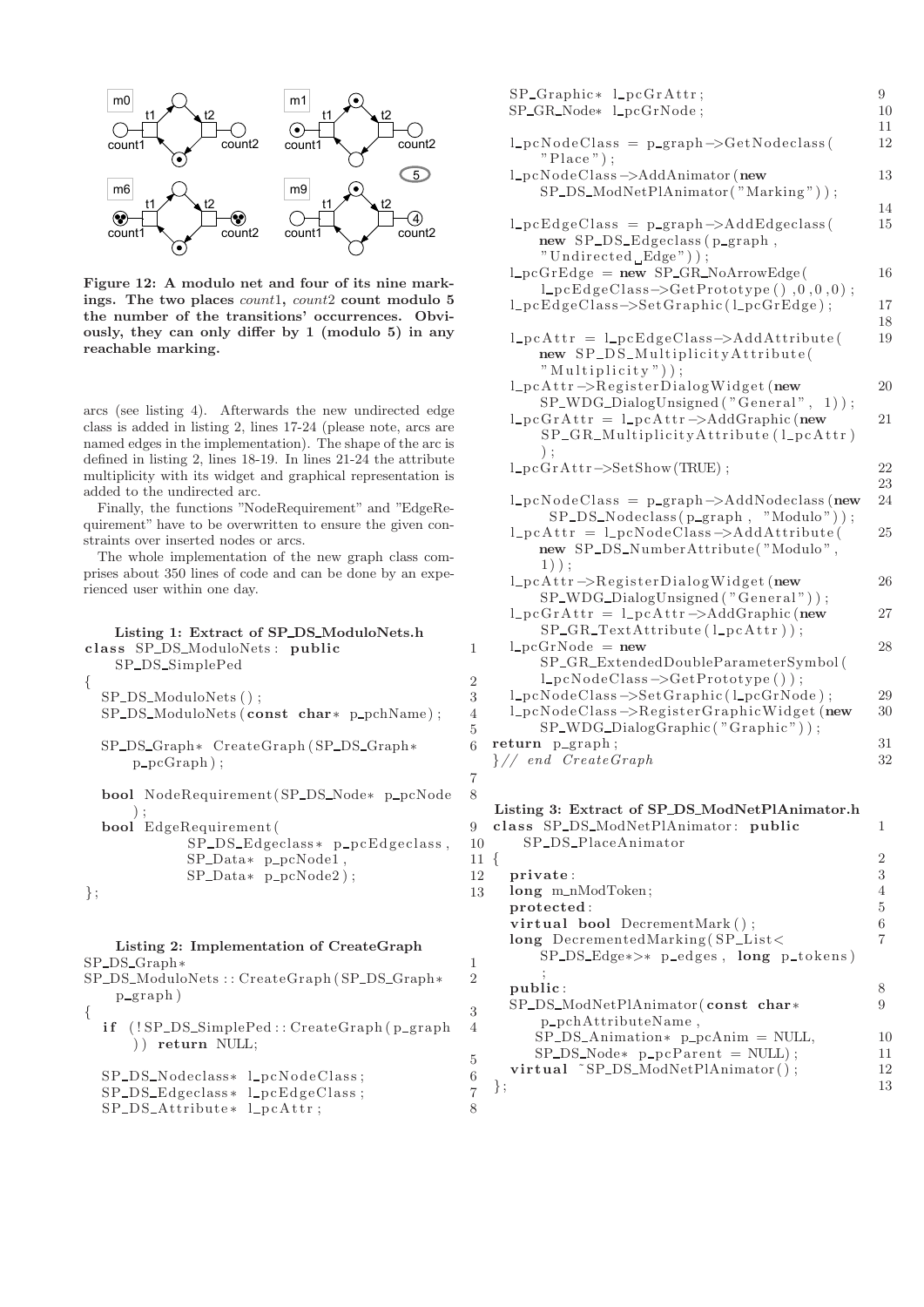**Figure 12: A modulo net and four of its nine markings. The two places** *count*1**,** *count*2 **count modulo 5 the number of the transitions' occurrences. Obviously, they can only differ by 1 (modulo 5) in any reachable marking.**

arcs (see listing 4). Afterwards the new undirected edge class is added in listing 2, lines 17-24 (please note, arcs are named edges in the implementation). The shape of the arc is defined in listing 2, lines 18-19. In lines 21-24 the attribute multiplicity with its widget and graphical representation is added to the undirected arc.

Finally, the functions "NodeRequirement" and "EdgeRequirement" have to be overwritten to ensure the given constraints over inserted nodes or arcs.

The whole implementation of the new graph class comprises about 350 lines of code and can be done by an experienced user within one day.

**Listing 1: Extract of SP_DS_ModuloNets.h**

```
class SP_DS_ModuloNets: public                          1
    SP_DS_SimplePed
{                                                        2
  SP_DS_ModuloNets();                                    3
  SP_DS_ModuloNets(const char* p_pchName);               4
                                                         5
  SP_DS_Graph* CreateGraph(SP_DS_Graph*                  6
      p_pcGraph);
                                                         7
  bool NodeRequirement(SP_DS_Node* p_pcNode              8
      );
  bool EdgeRequirement(                                  9
          SP_DS_Edgeclass* p_pcEdgeclass,                10
          SP_Data* p_pcNode1,                            11
          SP_Data* p_pcNode2);                           12
};                                                       13
```

**Listing 2: Implementation of CreateGraph**

```
SP_DS_Graph*                                             1
SP_DS_ModuloNets::CreateGraph(SP_DS_Graph*               2
    p_graph)
{                                                        3
  if (!SP_DS_SimplePed::CreateGraph(p_graph              4
      )) return NULL;
                                                         5
  SP_DS_Nodeclass* l_pcNodeClass;                        6
  SP_DS_Edgeclass* l_pcEdgeClass;                        7
  SP_DS_Attribute* l_pcAttr;                             8
  SP_Graphic* l_pcGrAttr;                                9
  SP_GR_Node* l_pcGrNode;                                10
                                                         11
  l_pcNodeClass = p_graph->GetNodeclass(                 12
      "Place");
  l_pcNodeClass->AddAnimator(new                         13
      SP_DS_ModNetPlAnimator("Marking"));
                                                         14
  l_pcEdgeClass = p_graph->AddEdgeclass(                 15
      new SP_DS_Edgeclass(p_graph,
      "Undirected Edge"));
  l_pcGrEdge = new SP_GR_NoArrowEdge(                    16
      l_pcEdgeClass->GetPrototype(),0,0,0);
  l_pcEdgeClass->SetGraphic(l_pcGrEdge);                 17
                                                         18
  l_pcAttr = l_pcEdgeClass->AddAttribute(                19
      new SP_DS_MultiplicityAttribute(
      "Multiplicity"));
  l_pcAttr->RegisterDialogWidget(new                     20
      SP_WDG_DialogUnsigned("General", 1));
  l_pcGrAttr = l_pcAttr->AddGraphic(new                  21
      SP_GR_MultiplicityAttribute(l_pcAttr)
      );
  l_pcGrAttr->SetShow(TRUE);                             22
                                                         23
  l_pcNodeClass = p_graph->AddNodeclass(new              24
      SP_DS_Nodeclass(p_graph, "Modulo"));
  l_pcAttr = l_pcNodeClass->AddAttribute(                25
      new SP_DS_NumberAttribute("Modulo",
      1));
  l_pcAttr->RegisterDialogWidget(new                     26
      SP_WDG_DialogUnsigned("General"));
  l_pcGrAttr = l_pcAttr->AddGraphic(new                  27
      SP_GR_TextAttribute(l_pcAttr));
  l_pcGrNode = new                                       28
      SP_GR_ExtendedDoubleParameterSymbol(
      l_pcNodeClass->GetPrototype());
  l_pcNodeClass->SetGraphic(l_pcGrNode);                 29
  l_pcNodeClass->RegisterGraphicWidget(new               30
      SP_WDG_DialogGraphic("Graphic"));
return p_graph;                                          31
}// end CreateGraph                                      32
```

**Listing 3: Extract of SP_DS_ModNetPlAnimator.h**

```
class SP_DS_ModNetPlAnimator: public                     1
    SP_DS_PlaceAnimator
{                                                        2
  private:                                               3
  long m_nModToken;                                      4
  protected:                                             5
  virtual bool DecrementMark();                          6
  long DecrementedMarking(SP_List<                       7
      SP_DS_Edge*>* p_edges, long p_tokens)
      ;
  public:                                                8
  SP_DS_ModNetPlAnimator(const char*                     9
      p_pchAttributeName,
      SP_DS_Animation* p_pcAnim = NULL,                  10
      SP_DS_Node* p_pcParent = NULL);                    11
  virtual ~SP_DS_ModNetPlAnimator();                     12
};                                                       13
```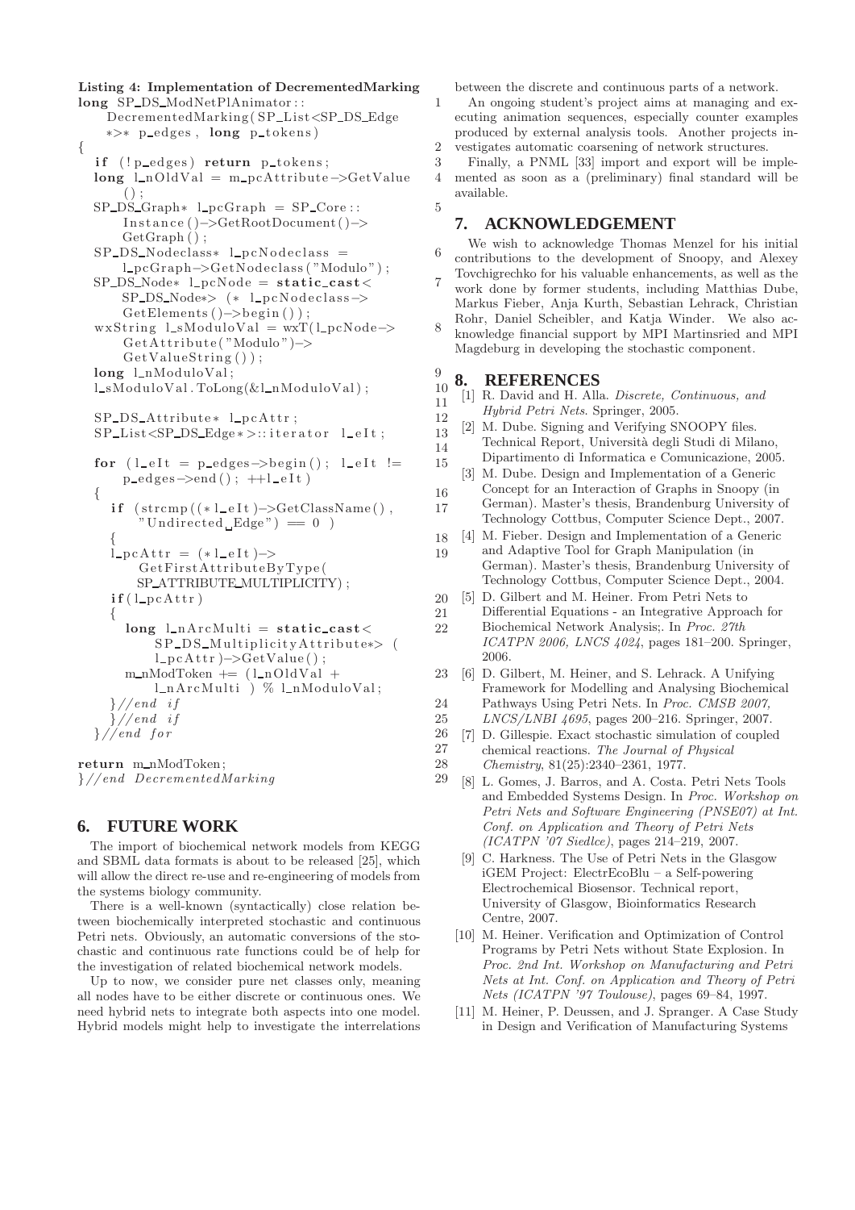**Listing 4: Implementation of DecrementedMarking**

```
long SP_DS_ModNetPlAnimator::
    DecrementedMarking(SP_List<SP_DS_Edge
    *>* p_edges, long p_tokens)
{
  if (!p_edges) return p_tokens;
  long l_nOldVal = m_pcAttribute->GetValue
      ();
  SP_DS_Graph* l_pcGraph = SP_Core::
      Instance()->GetRootDocument()->
      GetGraph();
  SP_DS_Nodeclass* l_pcNodeclass =
      l_pcGraph->GetNodeclass("Modulo");
  SP_DS_Node* l_pcNode = static_cast<
      SP_DS_Node*> (* l_pcNodeclass->
      GetElements()->begin());
  wxString l_sModuloVal = wxT(l_pcNode->
      GetAttribute("Modulo")->
      GetValueString());
  long l_nModuloVal;
  l_sModuloVal.ToLong(&l_nModuloVal);

  SP_DS_Attribute* l_pcAttr;
  SP_List<SP_DS_Edge*>::iterator l_eIt;

  for (l_eIt = p_edges->begin(); l_eIt !=
      p_edges->end(); ++l_eIt)
  {
    if (strcmp((*l_eIt)->GetClassName(),
        "Undirected Edge") == 0 )
    {
    l_pcAttr = (*l_eIt)->
        GetFirstAttributeByType(
        SP_ATTRIBUTE_MULTIPLICITY);
    if(l_pcAttr)
    {
      long l_nArcMulti = static_cast<
          SP_DS_MultiplicityAttribute*> (
          l_pcAttr)->GetValue();
      m_nModToken += (l_nOldVal +
          l_nArcMulti ) % l_nModuloVal;
    }//end if
    }//end if
  }//end for

return m_nModToken;
}//end DecrementedMarking
```

## 6. FUTURE WORK

The import of biochemical network models from KEGG and SBML data formats is about to be released [25], which will allow the direct re-use and re-engineering of models from the systems biology community.

There is a well-known (syntactically) close relation between biochemically interpreted stochastic and continuous Petri nets. Obviously, an automatic conversions of the stochastic and continuous rate functions could be of help for the investigation of related biochemical network models.

Up to now, we consider pure net classes only, meaning all nodes have to be either discrete or continuous ones. We need hybrid nets to integrate both aspects into one model. Hybrid models might help to investigate the interrelations between the discrete and continuous parts of a network.

An ongoing student's project aims at managing and executing animation sequences, especially counter examples produced by external analysis tools. Another projects investigates automatic coarsening of network structures.

Finally, a PNML [33] import and export will be implemented as soon as a (preliminary) final standard will be available.

## 7. ACKNOWLEDGEMENT

We wish to acknowledge Thomas Menzel for his initial contributions to the development of Snoopy, and Alexey Tovchigrechko for his valuable enhancements, as well as the work done by former students, including Matthias Dube, Markus Fieber, Anja Kurth, Sebastian Lehrack, Christian Rohr, Daniel Scheibler, and Katja Winder. We also acknowledge financial support by MPI Martinsried and MPI Magdeburg in developing the stochastic component.

## 8. REFERENCES

[1] R. David and H. Alla. *Discrete, Continuous, and Hybrid Petri Nets*. Springer, 2005.

[2] M. Dube. Signing and Verifying SNOOPY files. Technical Report, Università degli Studi di Milano, Dipartimento di Informatica e Comunicazione, 2005.

[3] M. Dube. Design and Implementation of a Generic Concept for an Interaction of Graphs in Snoopy (in German). Master's thesis, Brandenburg University of Technology Cottbus, Computer Science Dept., 2007.

[4] M. Fieber. Design and Implementation of a Generic and Adaptive Tool for Graph Manipulation (in German). Master's thesis, Brandenburg University of Technology Cottbus, Computer Science Dept., 2004.

[5] D. Gilbert and M. Heiner. From Petri Nets to Differential Equations - an Integrative Approach for Biochemical Network Analysis;. In *Proc. 27th ICATPN 2006, LNCS 4024*, pages 181–200. Springer, 2006.

[6] D. Gilbert, M. Heiner, and S. Lehrack. A Unifying Framework for Modelling and Analysing Biochemical Pathways Using Petri Nets. In *Proc. CMSB 2007, LNCS/LNBI 4695*, pages 200–216. Springer, 2007.

[7] D. Gillespie. Exact stochastic simulation of coupled chemical reactions. *The Journal of Physical Chemistry*, 81(25):2340–2361, 1977.

[8] L. Gomes, J. Barros, and A. Costa. Petri Nets Tools and Embedded Systems Design. In *Proc. Workshop on Petri Nets and Software Engineering (PNSE07) at Int. Conf. on Application and Theory of Petri Nets (ICATPN '07 Siedlce)*, pages 214–219, 2007.

[9] C. Harkness. The Use of Petri Nets in the Glasgow iGEM Project: ElectrEcoBlu – a Self-powering Electrochemical Biosensor. Technical report, University of Glasgow, Bioinformatics Research Centre, 2007.

[10] M. Heiner. Verification and Optimization of Control Programs by Petri Nets without State Explosion. In *Proc. 2nd Int. Workshop on Manufacturing and Petri Nets at Int. Conf. on Application and Theory of Petri Nets (ICATPN '97 Toulouse)*, pages 69–84, 1997.

[11] M. Heiner, P. Deussen, and J. Spranger. A Case Study in Design and Verification of Manufacturing Systems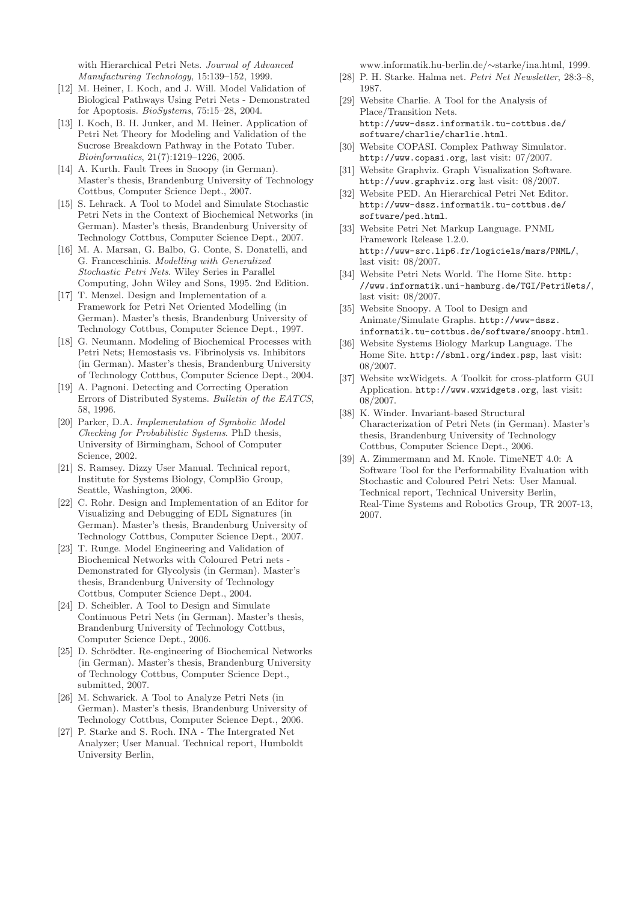with Hierarchical Petri Nets. *Journal of Advanced Manufacturing Technology*, 15:139–152, 1999.

[12] M. Heiner, I. Koch, and J. Will. Model Validation of Biological Pathways Using Petri Nets - Demonstrated for Apoptosis. *BioSystems*, 75:15–28, 2004.

[13] I. Koch, B. H. Junker, and M. Heiner. Application of Petri Net Theory for Modeling and Validation of the Sucrose Breakdown Pathway in the Potato Tuber. *Bioinformatics*, 21(7):1219–1226, 2005.

[14] A. Kurth. Fault Trees in Snoopy (in German). Master's thesis, Brandenburg University of Technology Cottbus, Computer Science Dept., 2007.

[15] S. Lehrack. A Tool to Model and Simulate Stochastic Petri Nets in the Context of Biochemical Networks (in German). Master's thesis, Brandenburg University of Technology Cottbus, Computer Science Dept., 2007.

[16] M. A. Marsan, G. Balbo, G. Conte, S. Donatelli, and G. Franceschinis. *Modelling with Generalized Stochastic Petri Nets*. Wiley Series in Parallel Computing, John Wiley and Sons, 1995. 2nd Edition.

[17] T. Menzel. Design and Implementation of a Framework for Petri Net Oriented Modelling (in German). Master's thesis, Brandenburg University of Technology Cottbus, Computer Science Dept., 1997.

[18] G. Neumann. Modeling of Biochemical Processes with Petri Nets; Hemostasis vs. Fibrinolysis vs. Inhibitors (in German). Master's thesis, Brandenburg University of Technology Cottbus, Computer Science Dept., 2004.

[19] A. Pagnoni. Detecting and Correcting Operation Errors of Distributed Systems. *Bulletin of the EATCS*, 58, 1996.

[20] Parker, D.A. *Implementation of Symbolic Model Checking for Probabilistic Systems*. PhD thesis, University of Birmingham, School of Computer Science, 2002.

[21] S. Ramsey. Dizzy User Manual. Technical report, Institute for Systems Biology, CompBio Group, Seattle, Washington, 2006.

[22] C. Rohr. Design and Implementation of an Editor for Visualizing and Debugging of EDL Signatures (in German). Master's thesis, Brandenburg University of Technology Cottbus, Computer Science Dept., 2007.

[23] T. Runge. Model Engineering and Validation of Biochemical Networks with Coloured Petri nets - Demonstrated for Glycolysis (in German). Master's thesis, Brandenburg University of Technology Cottbus, Computer Science Dept., 2004.

[24] D. Scheibler. A Tool to Design and Simulate Continuous Petri Nets (in German). Master's thesis, Brandenburg University of Technology Cottbus, Computer Science Dept., 2006.

[25] D. Schrödter. Re-engineering of Biochemical Networks (in German). Master's thesis, Brandenburg University of Technology Cottbus, Computer Science Dept., submitted, 2007.

[26] M. Schwarick. A Tool to Analyze Petri Nets (in German). Master's thesis, Brandenburg University of Technology Cottbus, Computer Science Dept., 2006.

[27] P. Starke and S. Roch. INA - The Intergrated Net Analyzer; User Manual. Technical report, Humboldt University Berlin, www.informatik.hu-berlin.de/∼starke/ina.html, 1999.

[28] P. H. Starke. Halma net. *Petri Net Newsletter*, 28:3–8, 1987.

[29] Website Charlie. A Tool for the Analysis of Place/Transition Nets. `http://www-dssz.informatik.tu-cottbus.de/software/charlie/charlie.html`.

[30] Website COPASI. Complex Pathway Simulator. `http://www.copasi.org`, last visit: 07/2007.

[31] Website Graphviz. Graph Visualization Software. `http://www.graphviz.org` last visit: 08/2007.

[32] Website PED. An Hierarchical Petri Net Editor. `http://www-dssz.informatik.tu-cottbus.de/software/ped.html`.

[33] Website Petri Net Markup Language. PNML Framework Release 1.2.0. `http://www-src.lip6.fr/logiciels/mars/PNML/`, last visit: 08/2007.

[34] Website Petri Nets World. The Home Site. `http://www.informatik.uni-hamburg.de/TGI/PetriNets/`, last visit: 08/2007.

[35] Website Snoopy. A Tool to Design and Animate/Simulate Graphs. `http://www-dssz.informatik.tu-cottbus.de/software/snoopy.html`.

[36] Website Systems Biology Markup Language. The Home Site. `http://sbml.org/index.psp`, last visit: 08/2007.

[37] Website wxWidgets. A Toolkit for cross-platform GUI Application. `http://www.wxwidgets.org`, last visit: 08/2007.

[38] K. Winder. Invariant-based Structural Characterization of Petri Nets (in German). Master's thesis, Brandenburg University of Technology Cottbus, Computer Science Dept., 2006.

[39] A. Zimmermann and M. Knole. TimeNET 4.0: A Software Tool for the Performability Evaluation with Stochastic and Coloured Petri Nets: User Manual. Technical report, Technical University Berlin, Real-Time Systems and Robotics Group, TR 2007-13, 2007.